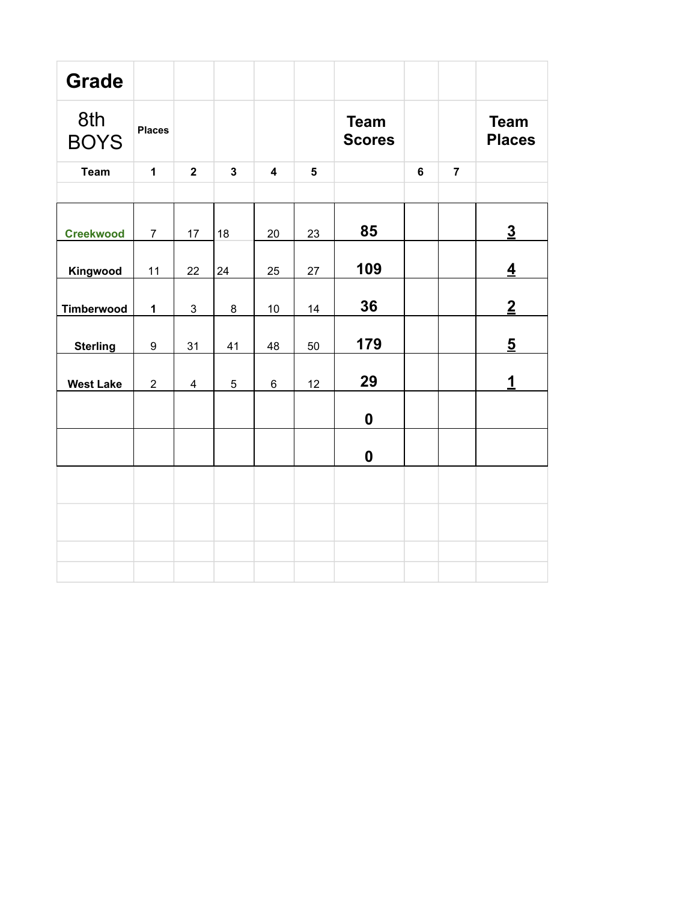| Grade | | | | | | | | | |
|---|---|---|---|---|---|---|---|---|---|
| 8th BOYS | Places | | | | | Team Scores | | | Team Places |
| Team | 1 | 2 | 3 | 4 | 5 | | 6 | 7 | |
| | | | | | | | | | |
| Creekwood | 7 | 17 | 18 | 20 | 23 | **85** | | | **3** |
| Kingwood | 11 | 22 | 24 | 25 | 27 | **109** | | | **4** |
| Timberwood | 1 | 3 | 8 | 10 | 14 | **36** | | | **2** |
| Sterling | 9 | 31 | 41 | 48 | 50 | **179** | | | **5** |
| West Lake | 2 | 4 | 5 | 6 | 12 | **29** | | | **1** |
| | | | | | | **0** | | | |
| | | | | | | **0** | | | |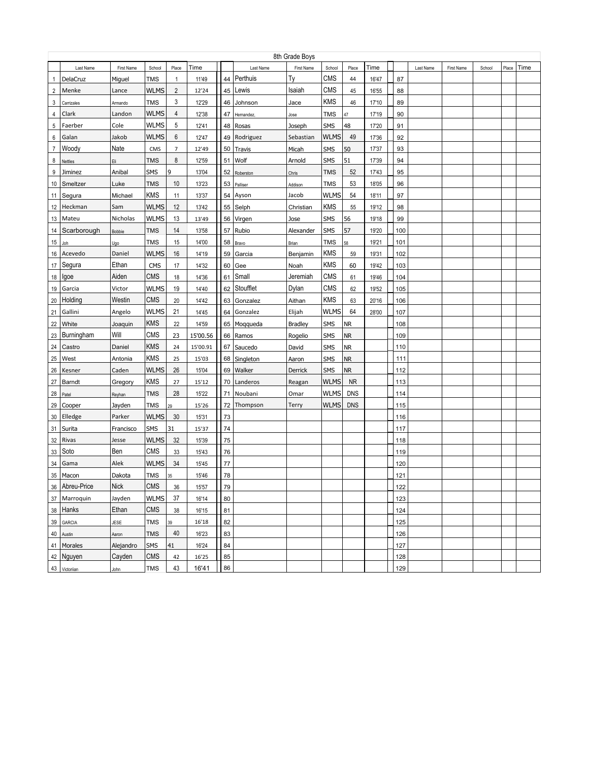## 8th Grade Boys

| | Last Name | First Name | School | Place | Time | | | Last Name | First Name | School | Place | Time | | | Last Name | First Name | School | Place | Time |
|---|---|---|---|---|---|---|---|---|---|---|---|---|---|---|---|---|---|---|---|
| 1 | DelaCruz | Miguel | TMS | 1 | 11'49 | | 44 | Perthuis | Ty | CMS | 44 | 16'47 | | 87 | | | | | |
| 2 | Menke | Lance | WLMS | 2 | 12'24 | | 45 | Lewis | Isaiah | CMS | 45 | 16'55 | | 88 | | | | | |
| 3 | Carrizales | Armando | TMS | 3 | 12'29 | | 46 | Johnson | Jace | KMS | 46 | 17'10 | | 89 | | | | | |
| 4 | Clark | Landon | WLMS | 4 | 12'38 | | 47 | Hernandez, | Jose | TMS | 47 | 17'19 | | 90 | | | | | |
| 5 | Faerber | Cole | WLMS | 5 | 12'41 | | 48 | Rosas | Joseph | SMS | 48 | 17'20 | | 91 | | | | | |
| 6 | Galan | Jakob | WLMS | 6 | 12'47 | | 49 | Rodriguez | Sebastian | WLMS | 49 | 17'36 | | 92 | | | | | |
| 7 | Woody | Nate | CMS | 7 | 12'49 | | 50 | Travis | Micah | SMS | 50 | 17'37 | | 93 | | | | | |
| 8 | Nettles | Eli | TMS | 8 | 12'59 | | 51 | Wolf | Arnold | SMS | 51 | 17'39 | | 94 | | | | | |
| 9 | Jiminez | Anibal | SMS | 9 | 13'04 | | 52 | Roberston | Chris | TMS | 52 | 17'43 | | 95 | | | | | |
| 10 | Smeltzer | Luke | TMS | 10 | 13'23 | | 53 | Palliser | Addison | TMS | 53 | 18'05 | | 96 | | | | | |
| 11 | Segura | Michael | KMS | 11 | 13'37 | | 54 | Ayson | Jacob | WLMS | 54 | 18'11 | | 97 | | | | | |
| 12 | Heckman | Sam | WLMS | 12 | 13'42 | | 55 | Selph | Christian | KMS | 55 | 19'12 | | 98 | | | | | |
| 13 | Mateu | Nicholas | WLMS | 13 | 13'49 | | 56 | Virgen | Jose | SMS | 56 | 19'18 | | 99 | | | | | |
| 14 | Scarborough | Bobbie | TMS | 14 | 13'58 | | 57 | Rubio | Alexander | SMS | 57 | 19'20 | | 100 | | | | | |
| 15 | Joh | Ugo | TMS | 15 | 14'00 | | 58 | Bravo | Brian | TMS | 58 | 19'21 | | 101 | | | | | |
| 16 | Acevedo | Daniel | WLMS | 16 | 14'19 | | 59 | Garcia | Benjamin | KMS | 59 | 19'31 | | 102 | | | | | |
| 17 | Segura | Ethan | CMS | 17 | 14'32 | | 60 | Gee | Noah | KMS | 60 | 19'42 | | 103 | | | | | |
| 18 | Igoe | Aiden | CMS | 18 | 14'36 | | 61 | Small | Jeremiah | CMS | 61 | 19'46 | | 104 | | | | | |
| 19 | Garcia | Victor | WLMS | 19 | 14'40 | | 62 | Staufflet | Dylan | CMS | 62 | 19'52 | | 105 | | | | | |
| 20 | Holding | Westin | CMS | 20 | 14'42 | | 63 | Gonzalez | Aithan | KMS | 63 | 20'16 | | 106 | | | | | |
| 21 | Gallini | Angelo | WLMS | 21 | 14'45 | | 64 | Gonzalez | Elijah | WLMS | 64 | 28'00 | | 107 | | | | | |
| 22 | White | Joaquin | KMS | 22 | 14'59 | | 65 | Moqqueda | Bradley | SMS | NR | | | 108 | | | | | |
| 23 | Burningham | Will | CMS | 23 | 15'00.56 | | 66 | Ramos | Rogelio | SMS | NR | | | 109 | | | | | |
| 24 | Castro | Daniel | KMS | 24 | 15'00.91 | | 67 | Saucedo | David | SMS | NR | | | 110 | | | | | |
| 25 | West | Antonia | KMS | 25 | 15'03 | | 68 | Singleton | Aaron | SMS | NR | | | 111 | | | | | |
| 26 | Kesner | Caden | WLMS | 26 | 15'04 | | 69 | Walker | Derrick | SMS | NR | | | 112 | | | | | |
| 27 | Barndt | Gregory | KMS | 27 | 15'12 | | 70 | Landeros | Reagan | WLMS | NR | | | 113 | | | | | |
| 28 | Patel | Reyhan | TMS | 28 | 15'22 | | 71 | Noubani | Omar | WLMS | DNS | | | 114 | | | | | |
| 29 | Cooper | Jayden | TMS | 29 | 15'26 | | 72 | Thompson | Terry | WLMS | DNS | | | 115 | | | | | |
| 30 | Elledge | Parker | WLMS | 30 | 15'31 | | 73 | | | | | | | 116 | | | | | |
| 31 | Surita | Francisco | SMS | 31 | 15'37 | | 74 | | | | | | | 117 | | | | | |
| 32 | Rivas | Jesse | WLMS | 32 | 15'39 | | 75 | | | | | | | 118 | | | | | |
| 33 | Soto | Ben | CMS | 33 | 15'43 | | 76 | | | | | | | 119 | | | | | |
| 34 | Gama | Alek | WLMS | 34 | 15'45 | | 77 | | | | | | | 120 | | | | | |
| 35 | Macon | Dakota | TMS | 35 | 15'46 | | 78 | | | | | | | 121 | | | | | |
| 36 | Abreu-Price | Nick | CMS | 36 | 15'57 | | 79 | | | | | | | 122 | | | | | |
| 37 | Marroquin | Jayden | WLMS | 37 | 16'14 | | 80 | | | | | | | 123 | | | | | |
| 38 | Hanks | Ethan | CMS | 38 | 16'15 | | 81 | | | | | | | 124 | | | | | |
| 39 | GARCIA | JESE | TMS | 39 | 16'18 | | 82 | | | | | | | 125 | | | | | |
| 40 | Austin | Aaron | TMS | 40 | 16'23 | | 83 | | | | | | | 126 | | | | | |
| 41 | Morales | Alejandro | SMS | 41 | 16'24 | | 84 | | | | | | | 127 | | | | | |
| 42 | Nguyen | Cayden | CMS | 42 | 16'25 | | 85 | | | | | | | 128 | | | | | |
| 43 | Victoriian | John | TMS | 43 | 16'41 | | 86 | | | | | | | 129 | | | | | |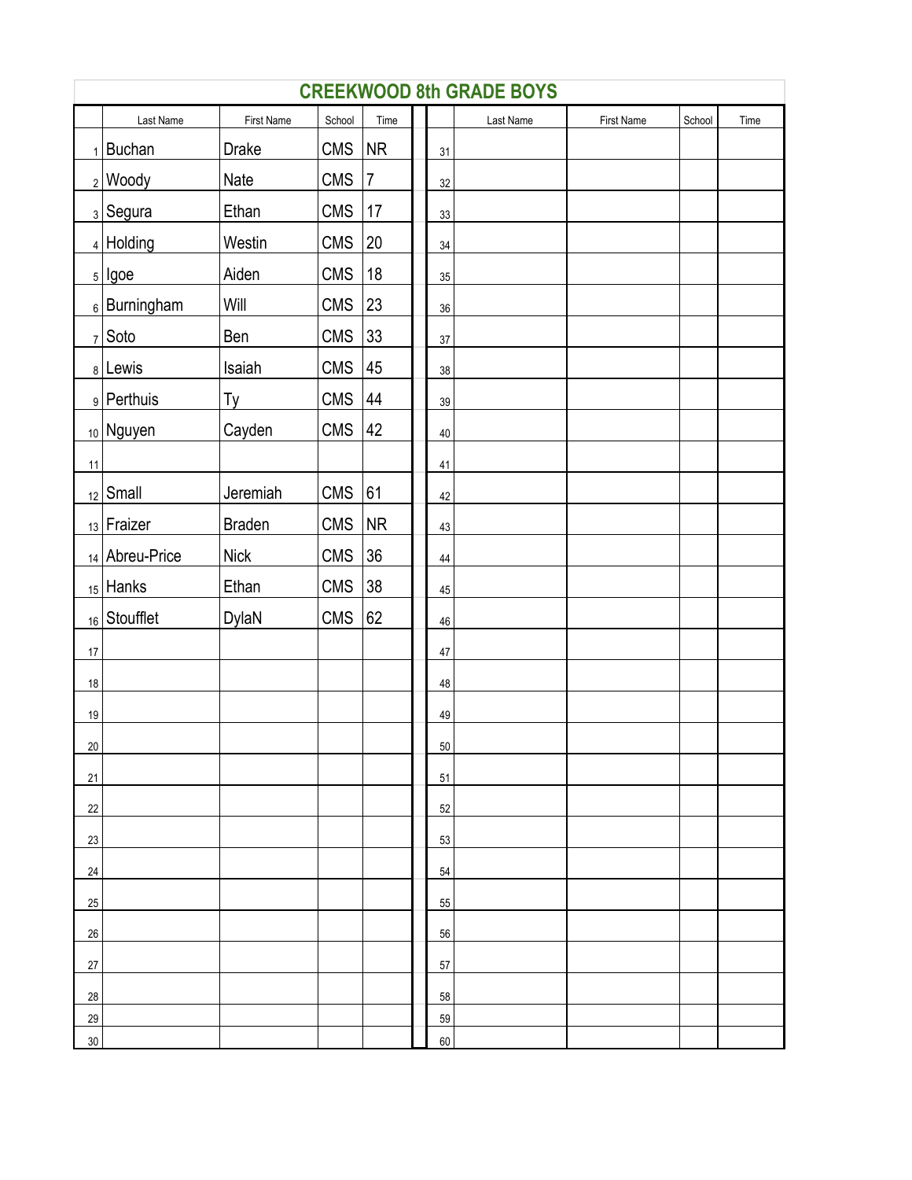# CREEKWOOD 8th GRADE BOYS

| | Last Name | First Name | School | Time | | Last Name | First Name | School | Time |
|---|---|---|---|---|---|---|---|---|---|
| 1 | Buchan | Drake | CMS | NR | 31 | | | | |
| 2 | Woody | Nate | CMS | 7 | 32 | | | | |
| 3 | Segura | Ethan | CMS | 17 | 33 | | | | |
| 4 | Holding | Westin | CMS | 20 | 34 | | | | |
| 5 | Igoe | Aiden | CMS | 18 | 35 | | | | |
| 6 | Burningham | Will | CMS | 23 | 36 | | | | |
| 7 | Soto | Ben | CMS | 33 | 37 | | | | |
| 8 | Lewis | Isaiah | CMS | 45 | 38 | | | | |
| 9 | Perthuis | Ty | CMS | 44 | 39 | | | | |
| 10 | Nguyen | Cayden | CMS | 42 | 40 | | | | |
| 11 | | | | | 41 | | | | |
| 12 | Small | Jeremiah | CMS | 61 | 42 | | | | |
| 13 | Fraizer | Braden | CMS | NR | 43 | | | | |
| 14 | Abreu-Price | Nick | CMS | 36 | 44 | | | | |
| 15 | Hanks | Ethan | CMS | 38 | 45 | | | | |
| 16 | Stoufflet | DylaN | CMS | 62 | 46 | | | | |
| 17 | | | | | 47 | | | | |
| 18 | | | | | 48 | | | | |
| 19 | | | | | 49 | | | | |
| 20 | | | | | 50 | | | | |
| 21 | | | | | 51 | | | | |
| 22 | | | | | 52 | | | | |
| 23 | | | | | 53 | | | | |
| 24 | | | | | 54 | | | | |
| 25 | | | | | 55 | | | | |
| 26 | | | | | 56 | | | | |
| 27 | | | | | 57 | | | | |
| 28 | | | | | 58 | | | | |
| 29 | | | | | 59 | | | | |
| 30 | | | | | 60 | | | | |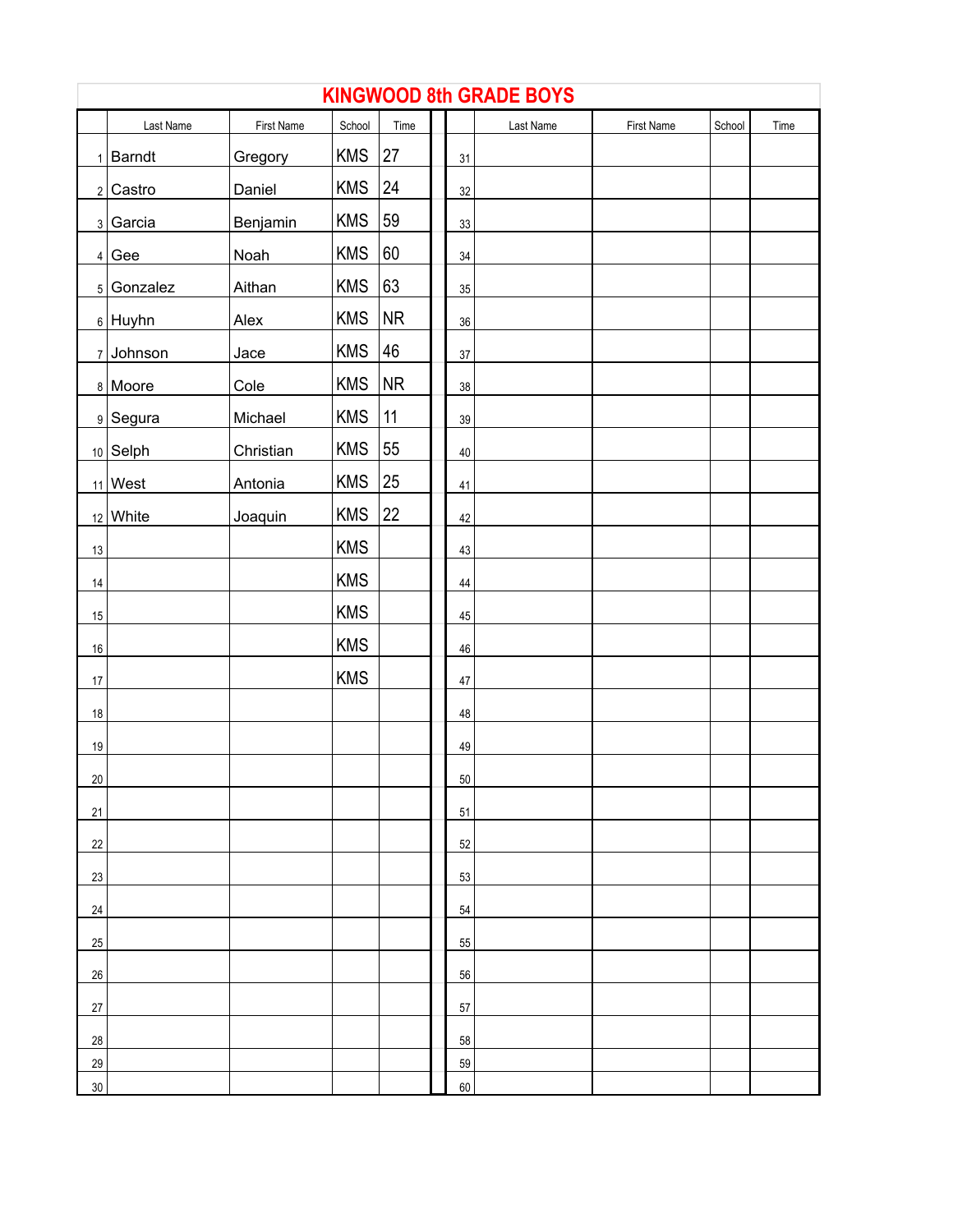# KINGWOOD 8th GRADE BOYS

| | Last Name | First Name | School | Time | | Last Name | First Name | School | Time |
|---|---|---|---|---|---|---|---|---|---|
| 1 | Barndt | Gregory | KMS | 27 | 31 | | | | |
| 2 | Castro | Daniel | KMS | 24 | 32 | | | | |
| 3 | Garcia | Benjamin | KMS | 59 | 33 | | | | |
| 4 | Gee | Noah | KMS | 60 | 34 | | | | |
| 5 | Gonzalez | Aithan | KMS | 63 | 35 | | | | |
| 6 | Huyhn | Alex | KMS | NR | 36 | | | | |
| 7 | Johnson | Jace | KMS | 46 | 37 | | | | |
| 8 | Moore | Cole | KMS | NR | 38 | | | | |
| 9 | Segura | Michael | KMS | 11 | 39 | | | | |
| 10 | Selph | Christian | KMS | 55 | 40 | | | | |
| 11 | West | Antonia | KMS | 25 | 41 | | | | |
| 12 | White | Joaquin | KMS | 22 | 42 | | | | |
| 13 | | | KMS | | 43 | | | | |
| 14 | | | KMS | | 44 | | | | |
| 15 | | | KMS | | 45 | | | | |
| 16 | | | KMS | | 46 | | | | |
| 17 | | | KMS | | 47 | | | | |
| 18 | | | | | 48 | | | | |
| 19 | | | | | 49 | | | | |
| 20 | | | | | 50 | | | | |
| 21 | | | | | 51 | | | | |
| 22 | | | | | 52 | | | | |
| 23 | | | | | 53 | | | | |
| 24 | | | | | 54 | | | | |
| 25 | | | | | 55 | | | | |
| 26 | | | | | 56 | | | | |
| 27 | | | | | 57 | | | | |
| 28 | | | | | 58 | | | | |
| 29 | | | | | 59 | | | | |
| 30 | | | | | 60 | | | | |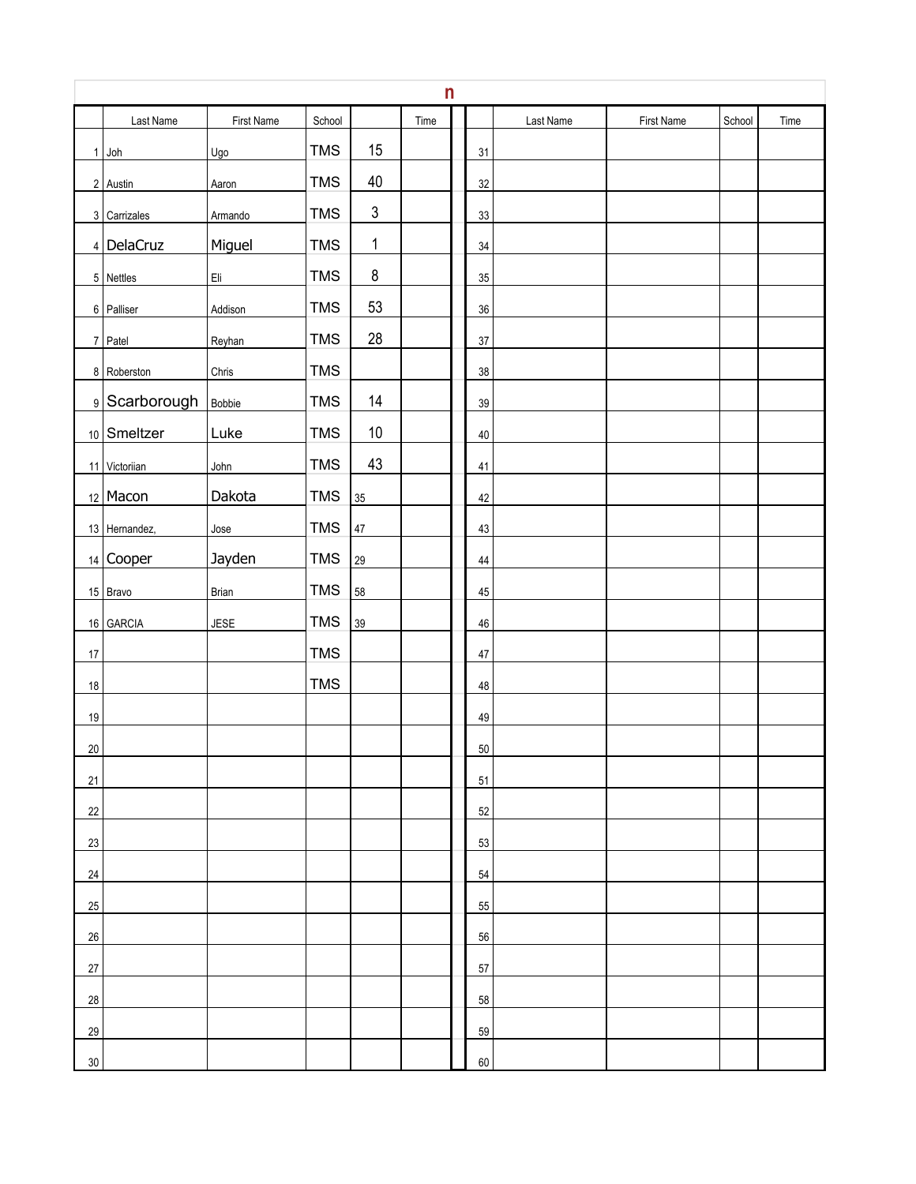n

|  | Last Name | First Name | School |  | Time |  |  | Last Name | First Name | School | Time |
|---|---|---|---|---|---|---|---|---|---|---|---|
| 1 | Joh | Ugo | TMS | 15 |  |  | 31 |  |  |  |  |
| 2 | Austin | Aaron | TMS | 40 |  |  | 32 |  |  |  |  |
| 3 | Carrizales | Armando | TMS | 3 |  |  | 33 |  |  |  |  |
| 4 | DelaCruz | Miguel | TMS | 1 |  |  | 34 |  |  |  |  |
| 5 | Nettles | Eli | TMS | 8 |  |  | 35 |  |  |  |  |
| 6 | Palliser | Addison | TMS | 53 |  |  | 36 |  |  |  |  |
| 7 | Patel | Reyhan | TMS | 28 |  |  | 37 |  |  |  |  |
| 8 | Roberston | Chris | TMS |  |  |  | 38 |  |  |  |  |
| 9 | Scarborough | Bobbie | TMS | 14 |  |  | 39 |  |  |  |  |
| 10 | Smeltzer | Luke | TMS | 10 |  |  | 40 |  |  |  |  |
| 11 | Victoriian | John | TMS | 43 |  |  | 41 |  |  |  |  |
| 12 | Macon | Dakota | TMS | 35 |  |  | 42 |  |  |  |  |
| 13 | Hernandez, | Jose | TMS | 47 |  |  | 43 |  |  |  |  |
| 14 | Cooper | Jayden | TMS | 29 |  |  | 44 |  |  |  |  |
| 15 | Bravo | Brian | TMS | 58 |  |  | 45 |  |  |  |  |
| 16 | GARCIA | JESE | TMS | 39 |  |  | 46 |  |  |  |  |
| 17 |  |  | TMS |  |  |  | 47 |  |  |  |  |
| 18 |  |  | TMS |  |  |  | 48 |  |  |  |  |
| 19 |  |  |  |  |  |  | 49 |  |  |  |  |
| 20 |  |  |  |  |  |  | 50 |  |  |  |  |
| 21 |  |  |  |  |  |  | 51 |  |  |  |  |
| 22 |  |  |  |  |  |  | 52 |  |  |  |  |
| 23 |  |  |  |  |  |  | 53 |  |  |  |  |
| 24 |  |  |  |  |  |  | 54 |  |  |  |  |
| 25 |  |  |  |  |  |  | 55 |  |  |  |  |
| 26 |  |  |  |  |  |  | 56 |  |  |  |  |
| 27 |  |  |  |  |  |  | 57 |  |  |  |  |
| 28 |  |  |  |  |  |  | 58 |  |  |  |  |
| 29 |  |  |  |  |  |  | 59 |  |  |  |  |
| 30 |  |  |  |  |  |  | 60 |  |  |  |  |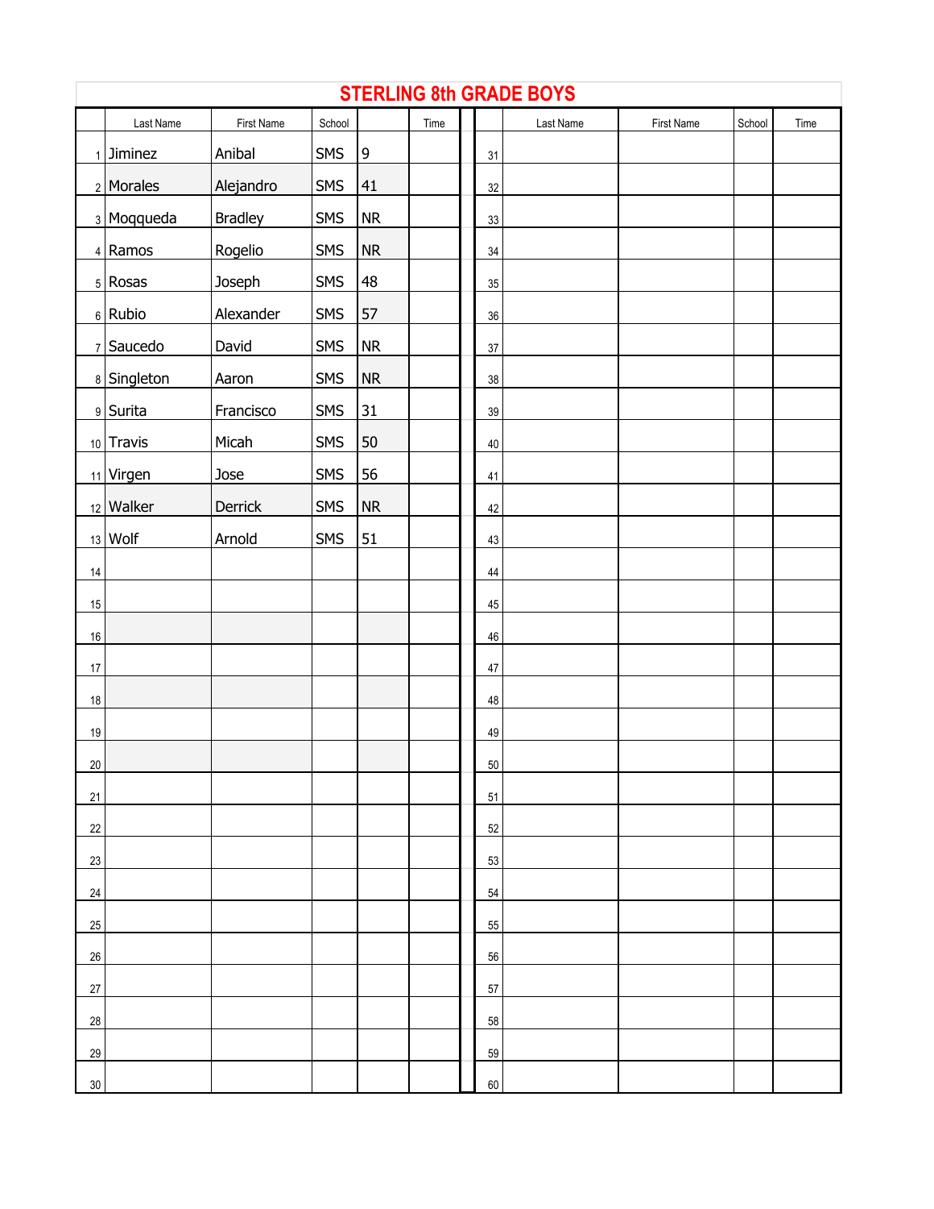# STERLING 8th GRADE BOYS

| | Last Name | First Name | School | | Time | | Last Name | First Name | School | Time |
|---|---|---|---|---|---|---|---|---|---|---|
| 1 | Jiminez | Anibal | SMS | 9 | | 31 | | | | |
| 2 | Morales | Alejandro | SMS | 41 | | 32 | | | | |
| 3 | Moqqueda | Bradley | SMS | NR | | 33 | | | | |
| 4 | Ramos | Rogelio | SMS | NR | | 34 | | | | |
| 5 | Rosas | Joseph | SMS | 48 | | 35 | | | | |
| 6 | Rubio | Alexander | SMS | 57 | | 36 | | | | |
| 7 | Saucedo | David | SMS | NR | | 37 | | | | |
| 8 | Singleton | Aaron | SMS | NR | | 38 | | | | |
| 9 | Surita | Francisco | SMS | 31 | | 39 | | | | |
| 10 | Travis | Micah | SMS | 50 | | 40 | | | | |
| 11 | Virgen | Jose | SMS | 56 | | 41 | | | | |
| 12 | Walker | Derrick | SMS | NR | | 42 | | | | |
| 13 | Wolf | Arnold | SMS | 51 | | 43 | | | | |
| 14 | | | | | | 44 | | | | |
| 15 | | | | | | 45 | | | | |
| 16 | | | | | | 46 | | | | |
| 17 | | | | | | 47 | | | | |
| 18 | | | | | | 48 | | | | |
| 19 | | | | | | 49 | | | | |
| 20 | | | | | | 50 | | | | |
| 21 | | | | | | 51 | | | | |
| 22 | | | | | | 52 | | | | |
| 23 | | | | | | 53 | | | | |
| 24 | | | | | | 54 | | | | |
| 25 | | | | | | 55 | | | | |
| 26 | | | | | | 56 | | | | |
| 27 | | | | | | 57 | | | | |
| 28 | | | | | | 58 | | | | |
| 29 | | | | | | 59 | | | | |
| 30 | | | | | | 60 | | | | |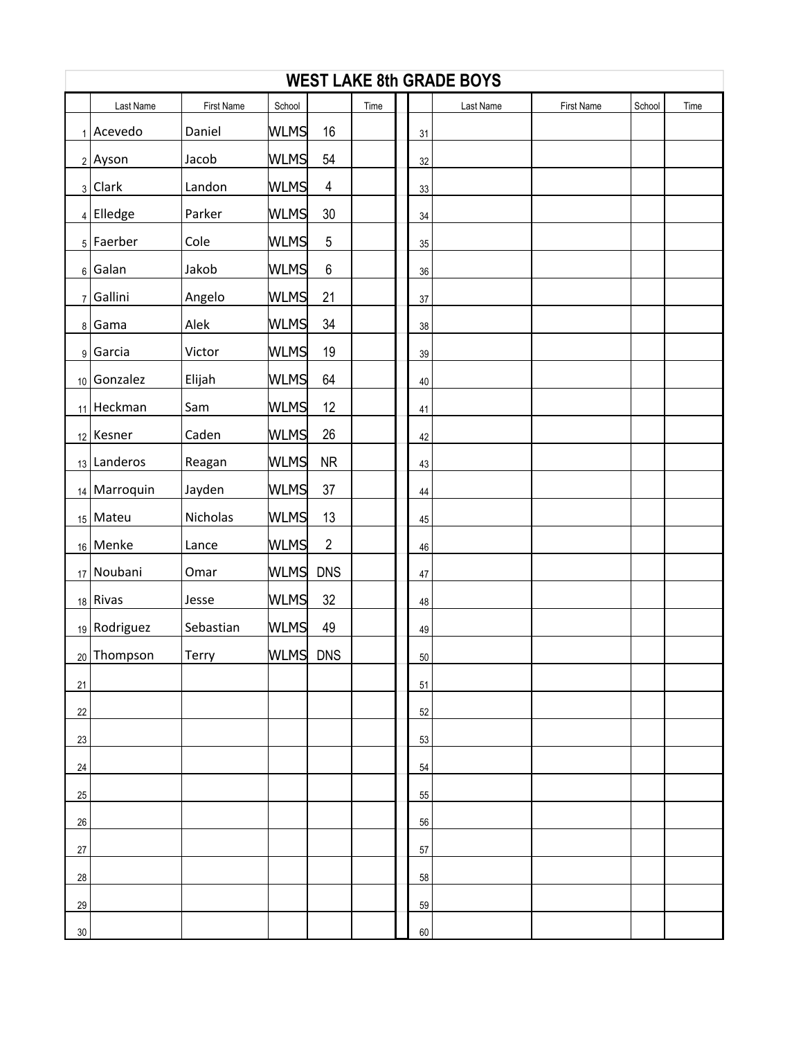# WEST LAKE 8th GRADE BOYS

| | Last Name | First Name | School | | Time | | | Last Name | First Name | School | Time |
|---|---|---|---|---|---|---|---|---|---|---|---|
| 1 | Acevedo | Daniel | WLMS | 16 | | | 31 | | | | |
| 2 | Ayson | Jacob | WLMS | 54 | | | 32 | | | | |
| 3 | Clark | Landon | WLMS | 4 | | | 33 | | | | |
| 4 | Elledge | Parker | WLMS | 30 | | | 34 | | | | |
| 5 | Faerber | Cole | WLMS | 5 | | | 35 | | | | |
| 6 | Galan | Jakob | WLMS | 6 | | | 36 | | | | |
| 7 | Gallini | Angelo | WLMS | 21 | | | 37 | | | | |
| 8 | Gama | Alek | WLMS | 34 | | | 38 | | | | |
| 9 | Garcia | Victor | WLMS | 19 | | | 39 | | | | |
| 10 | Gonzalez | Elijah | WLMS | 64 | | | 40 | | | | |
| 11 | Heckman | Sam | WLMS | 12 | | | 41 | | | | |
| 12 | Kesner | Caden | WLMS | 26 | | | 42 | | | | |
| 13 | Landeros | Reagan | WLMS | NR | | | 43 | | | | |
| 14 | Marroquin | Jayden | WLMS | 37 | | | 44 | | | | |
| 15 | Mateu | Nicholas | WLMS | 13 | | | 45 | | | | |
| 16 | Menke | Lance | WLMS | 2 | | | 46 | | | | |
| 17 | Noubani | Omar | WLMS | DNS | | | 47 | | | | |
| 18 | Rivas | Jesse | WLMS | 32 | | | 48 | | | | |
| 19 | Rodriguez | Sebastian | WLMS | 49 | | | 49 | | | | |
| 20 | Thompson | Terry | WLMS | DNS | | | 50 | | | | |
| 21 | | | | | | | 51 | | | | |
| 22 | | | | | | | 52 | | | | |
| 23 | | | | | | | 53 | | | | |
| 24 | | | | | | | 54 | | | | |
| 25 | | | | | | | 55 | | | | |
| 26 | | | | | | | 56 | | | | |
| 27 | | | | | | | 57 | | | | |
| 28 | | | | | | | 58 | | | | |
| 29 | | | | | | | 59 | | | | |
| 30 | | | | | | | 60 | | | | |